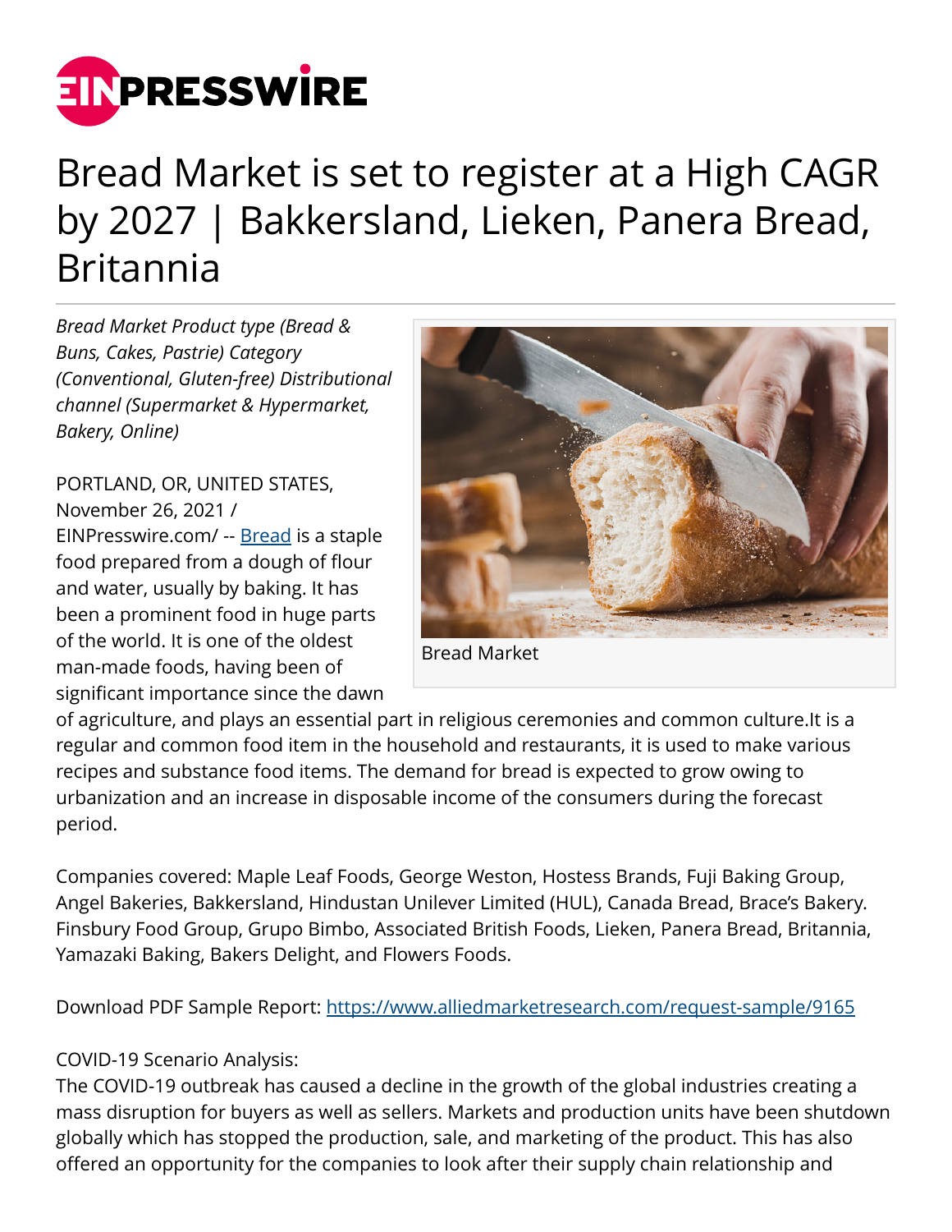# Bread Market is set to register at a High CAGR by 2027 | Bakkersland, Lieken, Panera Bread, Britannia

*Bread Market Product type (Bread & Buns, Cakes, Pastrie) Category (Conventional, Gluten-free) Distributional channel (Supermarket & Hypermarket, Bakery, Online)*

Bread Market

PORTLAND, OR, UNITED STATES, November 26, 2021 / EINPresswire.com/ -- [Bread](https://www.alliedmarketresearch.com/bread-market) is a staple food prepared from a dough of flour and water, usually by baking. It has been a prominent food in huge parts of the world. It is one of the oldest man-made foods, having been of significant importance since the dawn of agriculture, and plays an essential part in religious ceremonies and common culture.It is a regular and common food item in the household and restaurants, it is used to make various recipes and substance food items. The demand for bread is expected to grow owing to urbanization and an increase in disposable income of the consumers during the forecast period.

Companies covered: Maple Leaf Foods, George Weston, Hostess Brands, Fuji Baking Group, Angel Bakeries, Bakkersland, Hindustan Unilever Limited (HUL), Canada Bread, Brace's Bakery. Finsbury Food Group, Grupo Bimbo, Associated British Foods, Lieken, Panera Bread, Britannia, Yamazaki Baking, Bakers Delight, and Flowers Foods.

Download PDF Sample Report: [https://www.alliedmarketresearch.com/request-sample/9165](https://www.alliedmarketresearch.com/request-sample/9165)

COVID-19 Scenario Analysis:
The COVID-19 outbreak has caused a decline in the growth of the global industries creating a mass disruption for buyers as well as sellers. Markets and production units have been shutdown globally which has stopped the production, sale, and marketing of the product. This has also offered an opportunity for the companies to look after their supply chain relationship and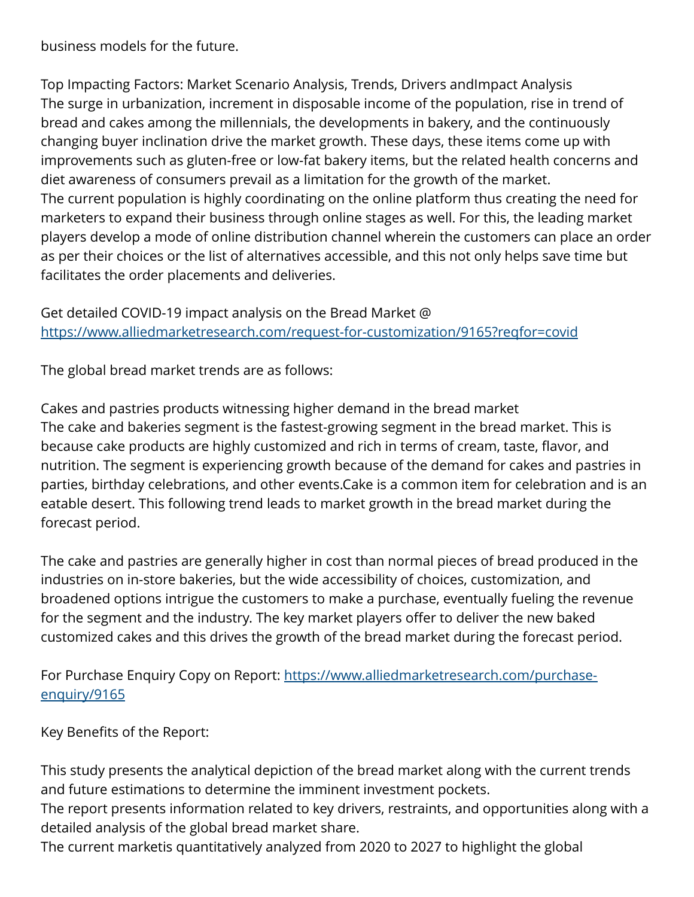business models for the future.

Top Impacting Factors: Market Scenario Analysis, Trends, Drivers andImpact Analysis
The surge in urbanization, increment in disposable income of the population, rise in trend of bread and cakes among the millennials, the developments in bakery, and the continuously changing buyer inclination drive the market growth. These days, these items come up with improvements such as gluten-free or low-fat bakery items, but the related health concerns and diet awareness of consumers prevail as a limitation for the growth of the market.
The current population is highly coordinating on the online platform thus creating the need for marketers to expand their business through online stages as well. For this, the leading market players develop a mode of online distribution channel wherein the customers can place an order as per their choices or the list of alternatives accessible, and this not only helps save time but facilitates the order placements and deliveries.

Get detailed COVID-19 impact analysis on the Bread Market @ [https://www.alliedmarketresearch.com/request-for-customization/9165?reqfor=covid](https://www.alliedmarketresearch.com/request-for-customization/9165?reqfor=covid)

The global bread market trends are as follows:

Cakes and pastries products witnessing higher demand in the bread market
The cake and bakeries segment is the fastest-growing segment in the bread market. This is because cake products are highly customized and rich in terms of cream, taste, flavor, and nutrition. The segment is experiencing growth because of the demand for cakes and pastries in parties, birthday celebrations, and other events.Cake is a common item for celebration and is an eatable desert. This following trend leads to market growth in the bread market during the forecast period.

The cake and pastries are generally higher in cost than normal pieces of bread produced in the industries on in-store bakeries, but the wide accessibility of choices, customization, and broadened options intrigue the customers to make a purchase, eventually fueling the revenue for the segment and the industry. The key market players offer to deliver the new baked customized cakes and this drives the growth of the bread market during the forecast period.

For Purchase Enquiry Copy on Report: [https://www.alliedmarketresearch.com/purchase-enquiry/9165](https://www.alliedmarketresearch.com/purchase-enquiry/9165)

Key Benefits of the Report:

This study presents the analytical depiction of the bread market along with the current trends and future estimations to determine the imminent investment pockets.
The report presents information related to key drivers, restraints, and opportunities along with a detailed analysis of the global bread market share.
The current marketis quantitatively analyzed from 2020 to 2027 to highlight the global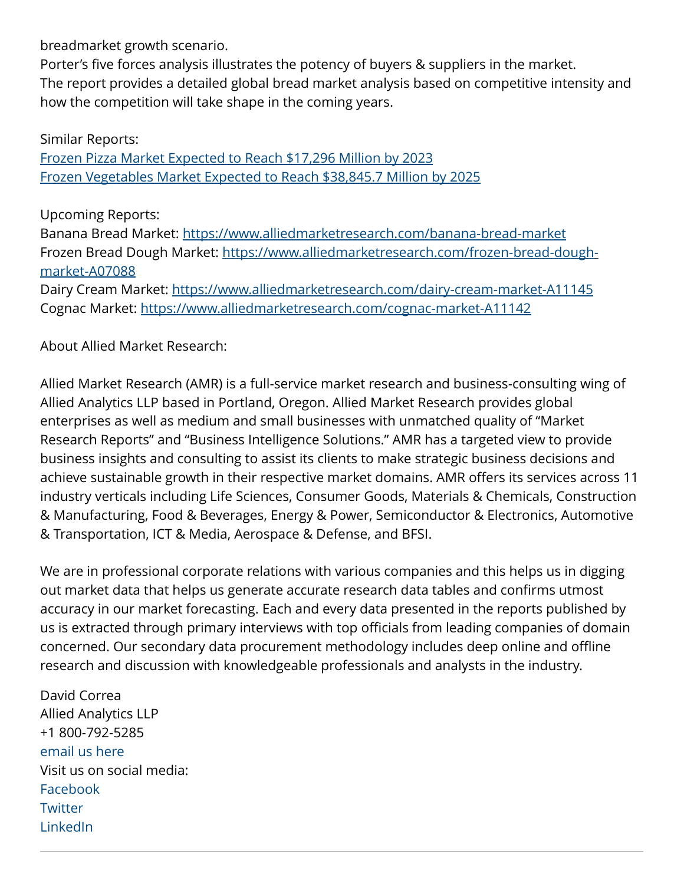breadmarket growth scenario.
Porter's five forces analysis illustrates the potency of buyers & suppliers in the market.
The report provides a detailed global bread market analysis based on competitive intensity and how the competition will take shape in the coming years.

Similar Reports:
[Frozen Pizza Market Expected to Reach $17,296 Million by 2023]
[Frozen Vegetables Market Expected to Reach $38,845.7 Million by 2025]

Upcoming Reports:
Banana Bread Market: https://www.alliedmarketresearch.com/banana-bread-market
Frozen Bread Dough Market: https://www.alliedmarketresearch.com/frozen-bread-dough-market-A07088
Dairy Cream Market: https://www.alliedmarketresearch.com/dairy-cream-market-A11145
Cognac Market: https://www.alliedmarketresearch.com/cognac-market-A11142

About Allied Market Research:

Allied Market Research (AMR) is a full-service market research and business-consulting wing of Allied Analytics LLP based in Portland, Oregon. Allied Market Research provides global enterprises as well as medium and small businesses with unmatched quality of "Market Research Reports" and "Business Intelligence Solutions." AMR has a targeted view to provide business insights and consulting to assist its clients to make strategic business decisions and achieve sustainable growth in their respective market domains. AMR offers its services across 11 industry verticals including Life Sciences, Consumer Goods, Materials & Chemicals, Construction & Manufacturing, Food & Beverages, Energy & Power, Semiconductor & Electronics, Automotive & Transportation, ICT & Media, Aerospace & Defense, and BFSI.

We are in professional corporate relations with various companies and this helps us in digging out market data that helps us generate accurate research data tables and confirms utmost accuracy in our market forecasting. Each and every data presented in the reports published by us is extracted through primary interviews with top officials from leading companies of domain concerned. Our secondary data procurement methodology includes deep online and offline research and discussion with knowledgeable professionals and analysts in the industry.

David Correa
Allied Analytics LLP
+1 800-792-5285
email us here
Visit us on social media:
Facebook
Twitter
LinkedIn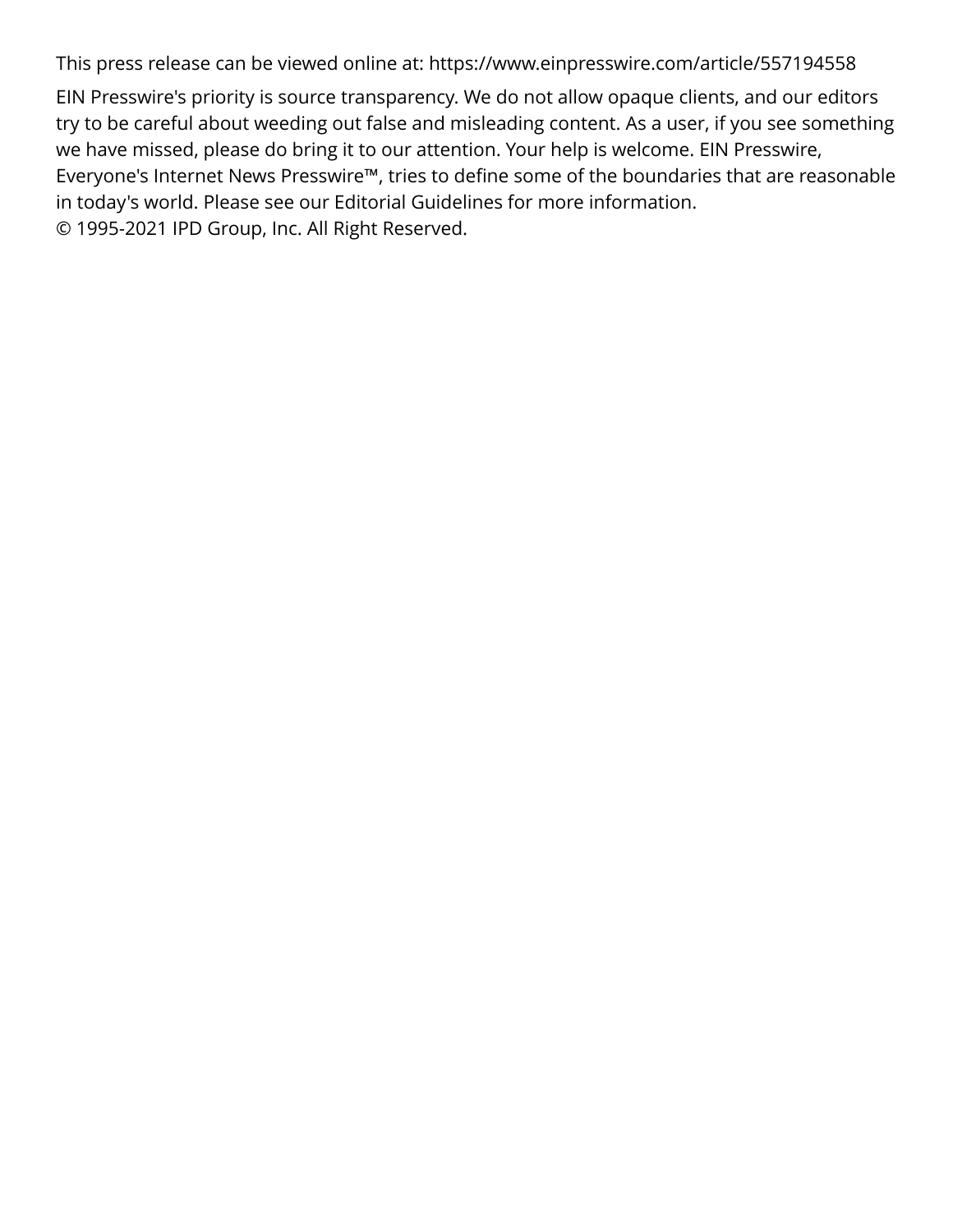This press release can be viewed online at: https://www.einpresswire.com/article/557194558

EIN Presswire's priority is source transparency. We do not allow opaque clients, and our editors try to be careful about weeding out false and misleading content. As a user, if you see something we have missed, please do bring it to our attention. Your help is welcome. EIN Presswire, Everyone's Internet News Presswire™, tries to define some of the boundaries that are reasonable in today's world. Please see our Editorial Guidelines for more information.
© 1995-2021 IPD Group, Inc. All Right Reserved.